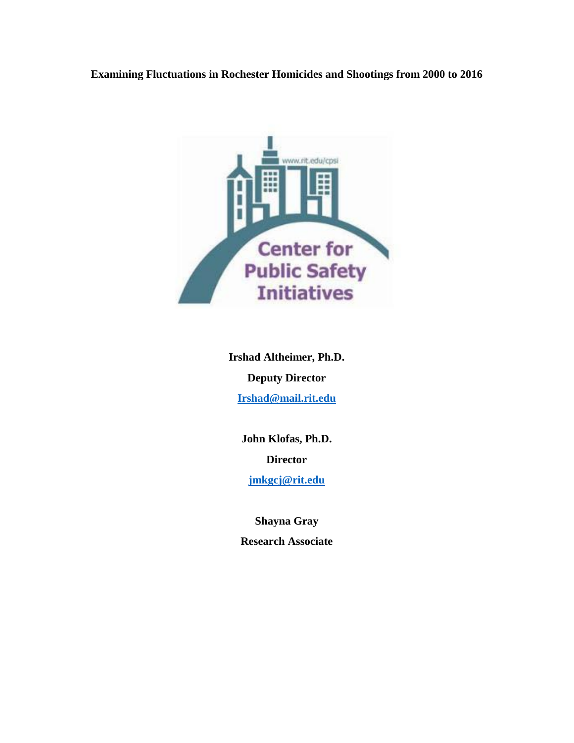# Examining Fluctuations in Rochester Homicides and Shootings from 2000 to 2016

**Irshad Altheimer, Ph.D.**

**Deputy Director**

**Irshad@mail.rit.edu**

**John Klofas, Ph.D.**

**Director**

**jmkgcj@rit.edu**

**Shayna Gray**

**Research Associate**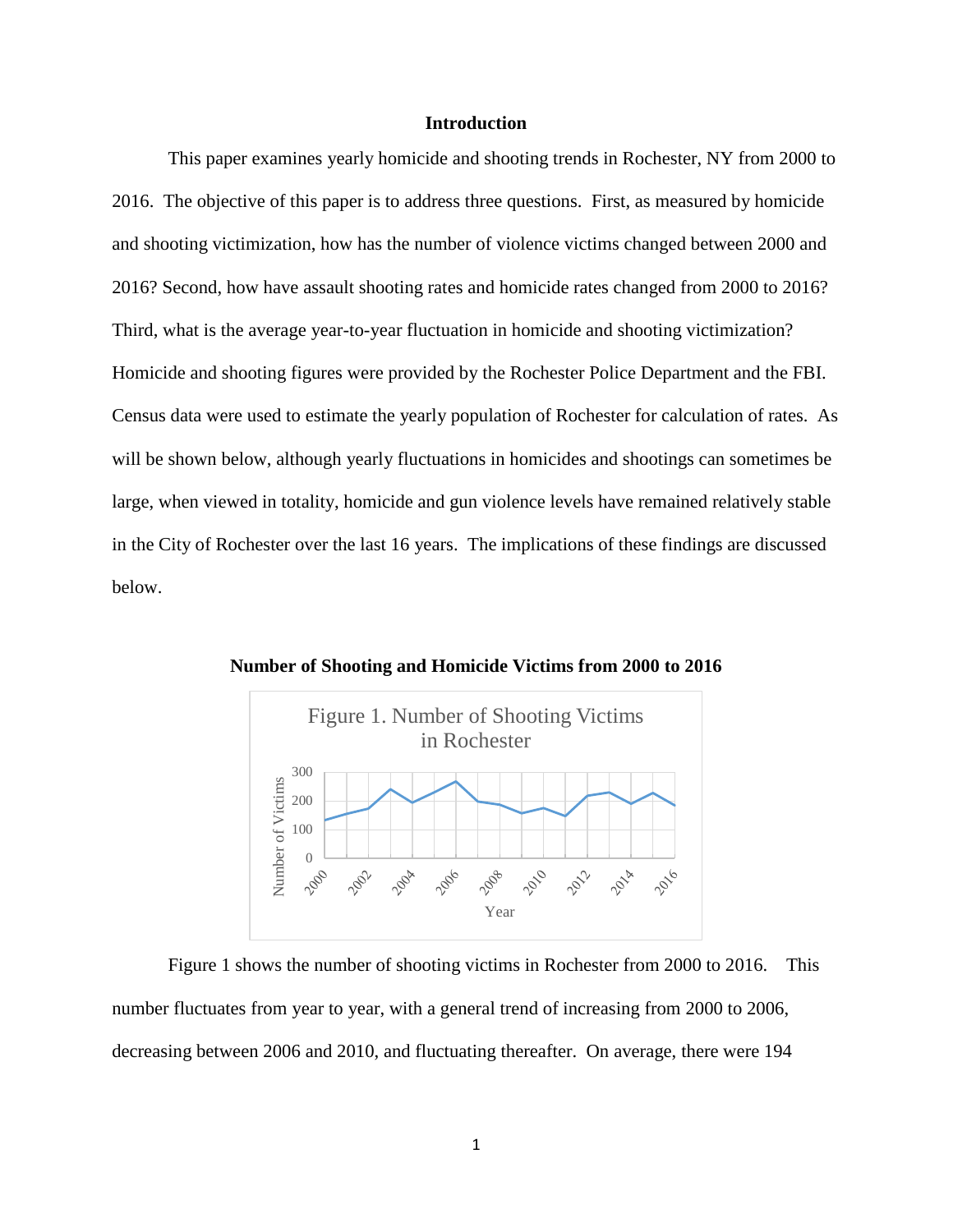## Introduction

This paper examines yearly homicide and shooting trends in Rochester, NY from 2000 to 2016. The objective of this paper is to address three questions. First, as measured by homicide and shooting victimization, how has the number of violence victims changed between 2000 and 2016? Second, how have assault shooting rates and homicide rates changed from 2000 to 2016? Third, what is the average year-to-year fluctuation in homicide and shooting victimization? Homicide and shooting figures were provided by the Rochester Police Department and the FBI. Census data were used to estimate the yearly population of Rochester for calculation of rates. As will be shown below, although yearly fluctuations in homicides and shootings can sometimes be large, when viewed in totality, homicide and gun violence levels have remained relatively stable in the City of Rochester over the last 16 years. The implications of these findings are discussed below.

**Number of Shooting and Homicide Victims from 2000 to 2016**

Figure 1. Number of Shooting Victims in Rochester

Figure 1 shows the number of shooting victims in Rochester from 2000 to 2016. This number fluctuates from year to year, with a general trend of increasing from 2000 to 2006, decreasing between 2006 and 2010, and fluctuating thereafter. On average, there were 194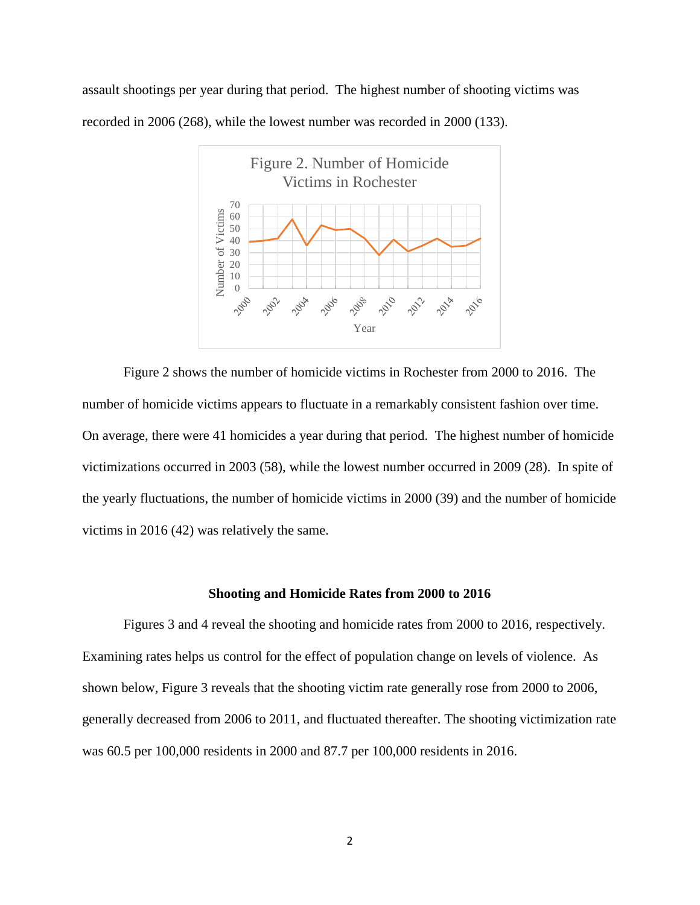assault shootings per year during that period. The highest number of shooting victims was recorded in 2006 (268), while the lowest number was recorded in 2000 (133).

Figure 2. Number of Homicide Victims in Rochester

Figure 2 shows the number of homicide victims in Rochester from 2000 to 2016. The number of homicide victims appears to fluctuate in a remarkably consistent fashion over time. On average, there were 41 homicides a year during that period. The highest number of homicide victimizations occurred in 2003 (58), while the lowest number occurred in 2009 (28). In spite of the yearly fluctuations, the number of homicide victims in 2000 (39) and the number of homicide victims in 2016 (42) was relatively the same.

### Shooting and Homicide Rates from 2000 to 2016

Figures 3 and 4 reveal the shooting and homicide rates from 2000 to 2016, respectively. Examining rates helps us control for the effect of population change on levels of violence. As shown below, Figure 3 reveals that the shooting victim rate generally rose from 2000 to 2006, generally decreased from 2006 to 2011, and fluctuated thereafter. The shooting victimization rate was 60.5 per 100,000 residents in 2000 and 87.7 per 100,000 residents in 2016.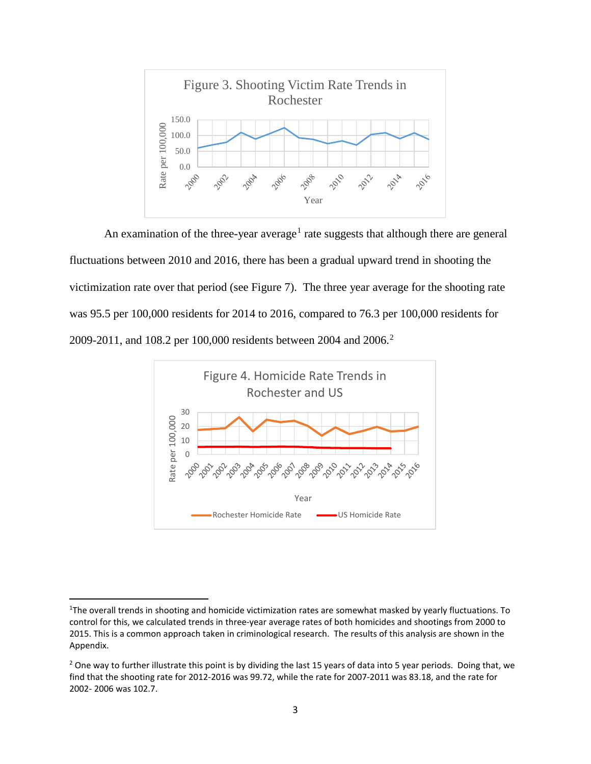Figure 3. Shooting Victim Rate Trends in Rochester

An examination of the three-year average[1] rate suggests that although there are general fluctuations between 2010 and 2016, there has been a gradual upward trend in shooting the victimization rate over that period (see Figure 7). The three year average for the shooting rate was 95.5 per 100,000 residents for 2014 to 2016, compared to 76.3 per 100,000 residents for 2009-2011, and 108.2 per 100,000 residents between 2004 and 2006.[2]

Figure 4. Homicide Rate Trends in Rochester and US

---

[1] The overall trends in shooting and homicide victimization rates are somewhat masked by yearly fluctuations. To control for this, we calculated trends in three-year average rates of both homicides and shootings from 2000 to 2015. This is a common approach taken in criminological research. The results of this analysis are shown in the Appendix.

[2] One way to further illustrate this point is by dividing the last 15 years of data into 5 year periods. Doing that, we find that the shooting rate for 2012-2016 was 99.72, while the rate for 2007-2011 was 83.18, and the rate for 2002- 2006 was 102.7.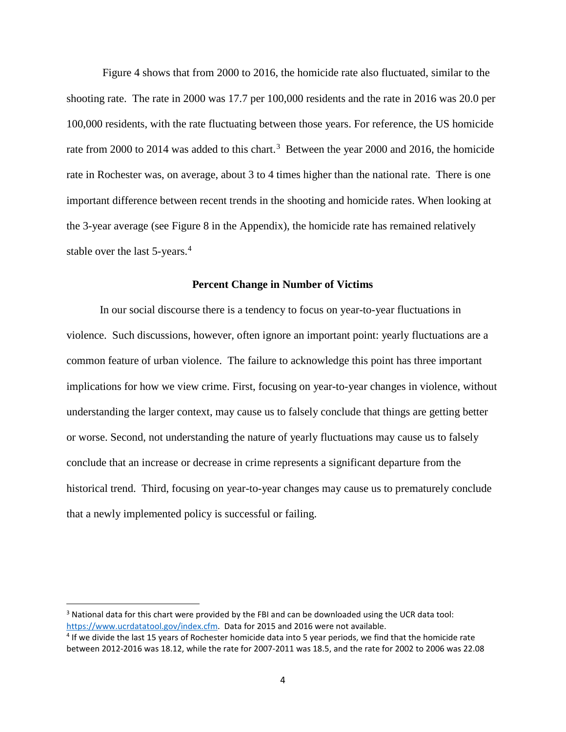Figure 4 shows that from 2000 to 2016, the homicide rate also fluctuated, similar to the shooting rate. The rate in 2000 was 17.7 per 100,000 residents and the rate in 2016 was 20.0 per 100,000 residents, with the rate fluctuating between those years. For reference, the US homicide rate from 2000 to 2014 was added to this chart.[3] Between the year 2000 and 2016, the homicide rate in Rochester was, on average, about 3 to 4 times higher than the national rate. There is one important difference between recent trends in the shooting and homicide rates. When looking at the 3-year average (see Figure 8 in the Appendix), the homicide rate has remained relatively stable over the last 5-years.[4]

### Percent Change in Number of Victims

In our social discourse there is a tendency to focus on year-to-year fluctuations in violence. Such discussions, however, often ignore an important point: yearly fluctuations are a common feature of urban violence. The failure to acknowledge this point has three important implications for how we view crime. First, focusing on year-to-year changes in violence, without understanding the larger context, may cause us to falsely conclude that things are getting better or worse. Second, not understanding the nature of yearly fluctuations may cause us to falsely conclude that an increase or decrease in crime represents a significant departure from the historical trend. Third, focusing on year-to-year changes may cause us to prematurely conclude that a newly implemented policy is successful or failing.

---

[3] National data for this chart were provided by the FBI and can be downloaded using the UCR data tool: https://www.ucrdatatool.gov/index.cfm. Data for 2015 and 2016 were not available.

[4] If we divide the last 15 years of Rochester homicide data into 5 year periods, we find that the homicide rate between 2012-2016 was 18.12, while the rate for 2007-2011 was 18.5, and the rate for 2002 to 2006 was 22.08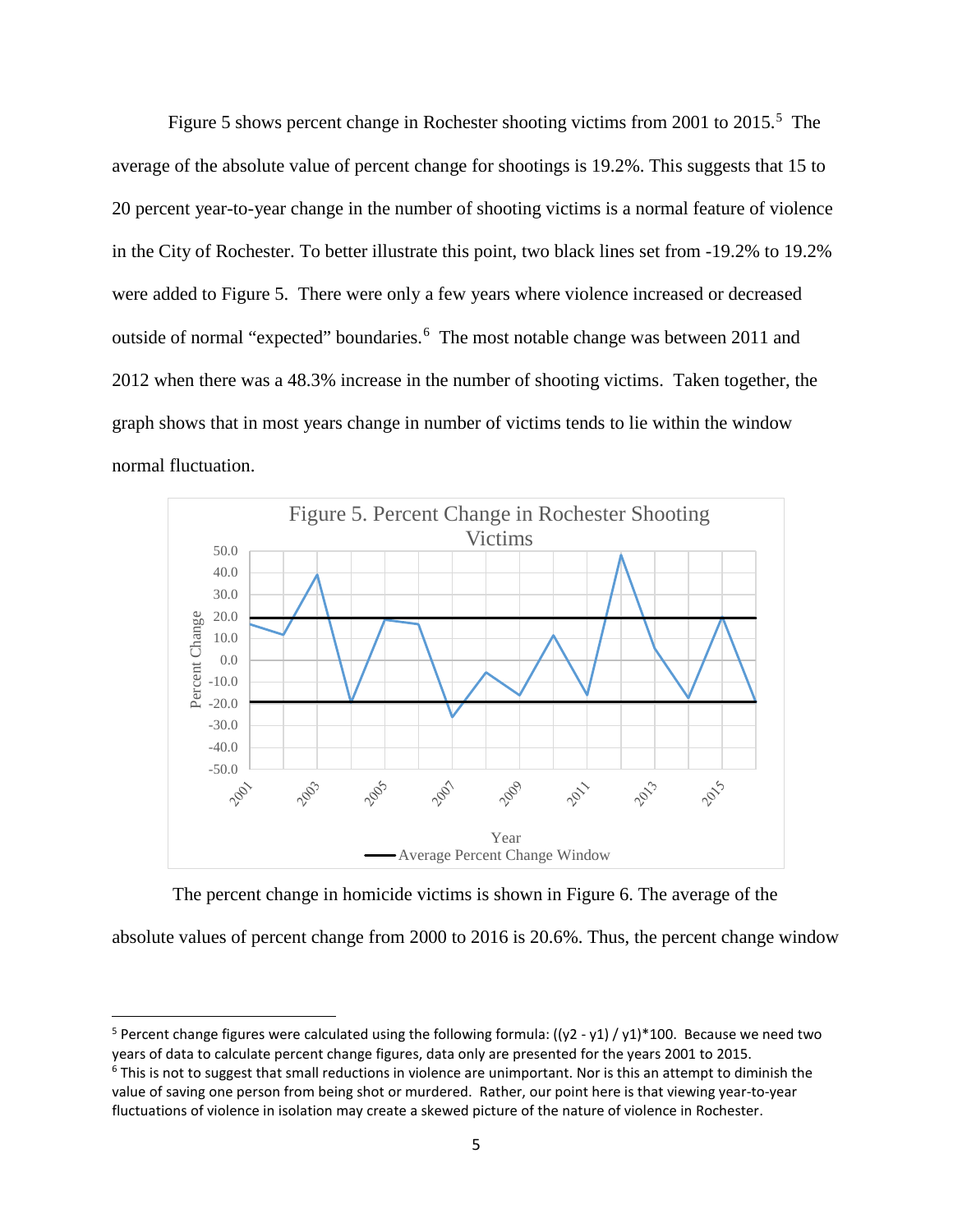Figure 5 shows percent change in Rochester shooting victims from 2001 to 2015.[5] The average of the absolute value of percent change for shootings is 19.2%. This suggests that 15 to 20 percent year-to-year change in the number of shooting victims is a normal feature of violence in the City of Rochester. To better illustrate this point, two black lines set from -19.2% to 19.2% were added to Figure 5. There were only a few years where violence increased or decreased outside of normal "expected" boundaries.[6] The most notable change was between 2011 and 2012 when there was a 48.3% increase in the number of shooting victims. Taken together, the graph shows that in most years change in number of victims tends to lie within the window normal fluctuation.

Figure 5. Percent Change in Rochester Shooting Victims

The percent change in homicide victims is shown in Figure 6. The average of the absolute values of percent change from 2000 to 2016 is 20.6%. Thus, the percent change window

[5] Percent change figures were calculated using the following formula: ((y2 - y1) / y1)*100. Because we need two years of data to calculate percent change figures, data only are presented for the years 2001 to 2015.

[6] This is not to suggest that small reductions in violence are unimportant. Nor is this an attempt to diminish the value of saving one person from being shot or murdered. Rather, our point here is that viewing year-to-year fluctuations of violence in isolation may create a skewed picture of the nature of violence in Rochester.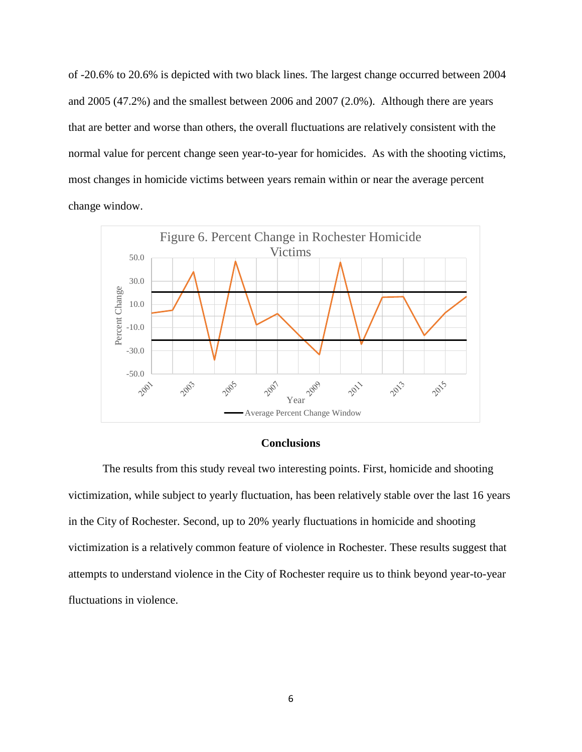of -20.6% to 20.6% is depicted with two black lines. The largest change occurred between 2004 and 2005 (47.2%) and the smallest between 2006 and 2007 (2.0%). Although there are years that are better and worse than others, the overall fluctuations are relatively consistent with the normal value for percent change seen year-to-year for homicides. As with the shooting victims, most changes in homicide victims between years remain within or near the average percent change window.

Figure 6. Percent Change in Rochester Homicide Victims

## Conclusions

The results from this study reveal two interesting points. First, homicide and shooting victimization, while subject to yearly fluctuation, has been relatively stable over the last 16 years in the City of Rochester. Second, up to 20% yearly fluctuations in homicide and shooting victimization is a relatively common feature of violence in Rochester. These results suggest that attempts to understand violence in the City of Rochester require us to think beyond year-to-year fluctuations in violence.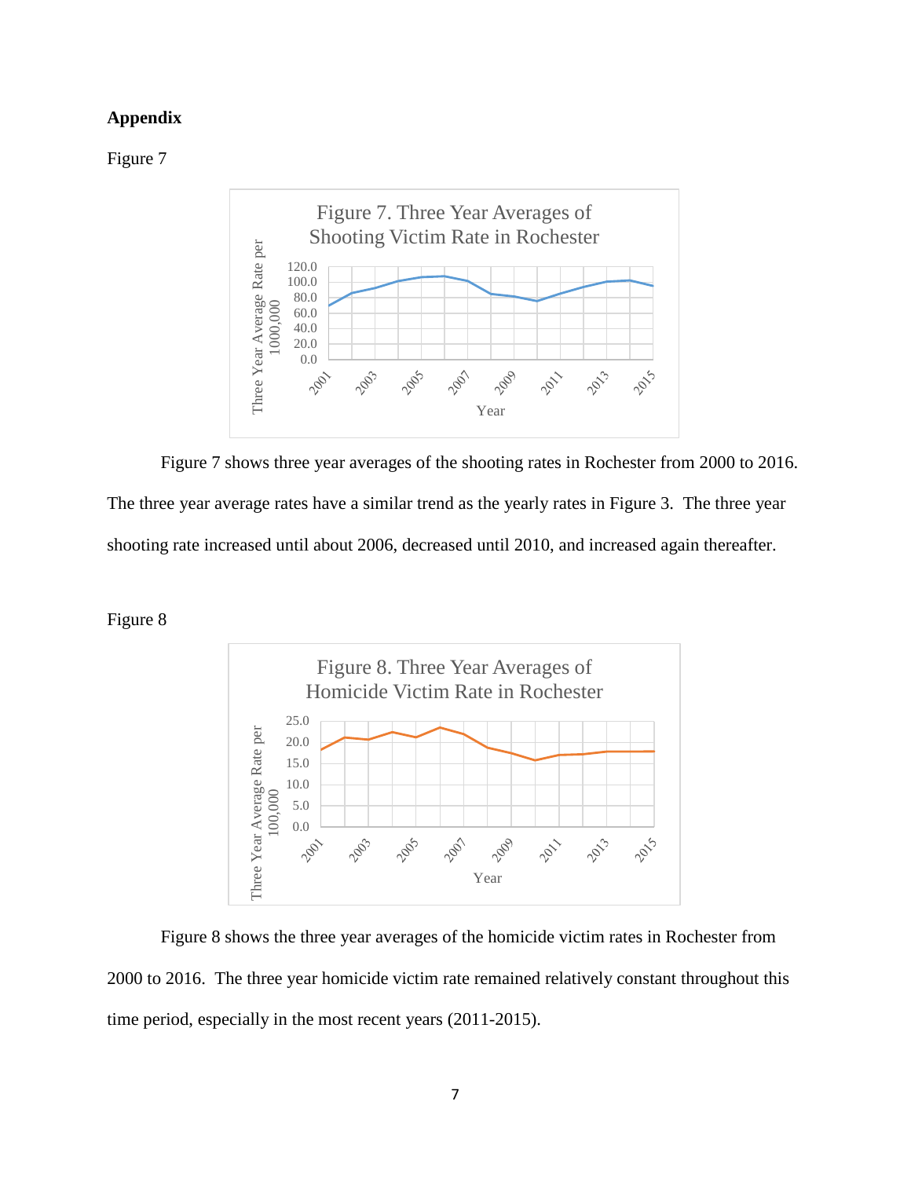**Appendix**

Figure 7

Figure 7. Three Year Averages of Shooting Victim Rate in Rochester

Three Year Average Rate per 1000,000

120.0
100.0
80.0
60.0
40.0
20.0
0.0

2001
2003
2005
2007
2009
2011
2013
2015

Year

Figure 7 shows three year averages of the shooting rates in Rochester from 2000 to 2016. The three year average rates have a similar trend as the yearly rates in Figure 3. The three year shooting rate increased until about 2006, decreased until 2010, and increased again thereafter.

Figure 8

Figure 8. Three Year Averages of Homicide Victim Rate in Rochester

Three Year Average Rate per 100,000

25.0
20.0
15.0
10.0
5.0
0.0

2001
2003
2005
2007
2009
2011
2013
2015

Year

Figure 8 shows the three year averages of the homicide victim rates in Rochester from 2000 to 2016. The three year homicide victim rate remained relatively constant throughout this time period, especially in the most recent years (2011-2015).